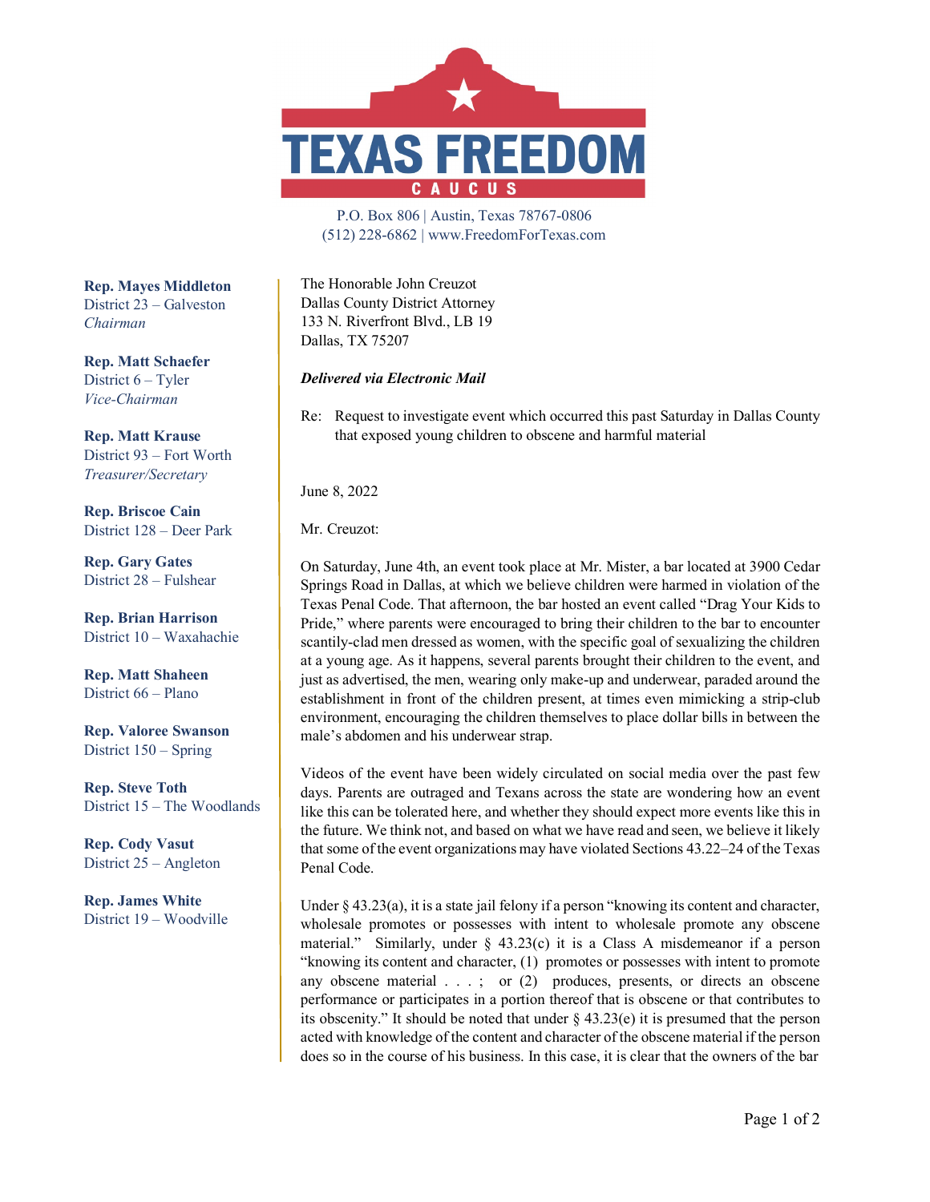# TEXAS FREEDOM CAUCUS

P.O. Box 806 | Austin, Texas 78767-0806
(512) 228-6862 | www.FreedomForTexas.com

**Rep. Mayes Middleton**
District 23 – Galveston
*Chairman*

**Rep. Matt Schaefer**
District 6 – Tyler
*Vice-Chairman*

**Rep. Matt Krause**
District 93 – Fort Worth
*Treasurer/Secretary*

**Rep. Briscoe Cain**
District 128 – Deer Park

**Rep. Gary Gates**
District 28 – Fulshear

**Rep. Brian Harrison**
District 10 – Waxahachie

**Rep. Matt Shaheen**
District 66 – Plano

**Rep. Valoree Swanson**
District 150 – Spring

**Rep. Steve Toth**
District 15 – The Woodlands

**Rep. Cody Vasut**
District 25 – Angleton

**Rep. James White**
District 19 – Woodville

The Honorable John Creuzot
Dallas County District Attorney
133 N. Riverfront Blvd., LB 19
Dallas, TX 75207

***Delivered via Electronic Mail***

Re: Request to investigate event which occurred this past Saturday in Dallas County that exposed young children to obscene and harmful material

June 8, 2022

Mr. Creuzot:

On Saturday, June 4th, an event took place at Mr. Mister, a bar located at 3900 Cedar Springs Road in Dallas, at which we believe children were harmed in violation of the Texas Penal Code. That afternoon, the bar hosted an event called "Drag Your Kids to Pride," where parents were encouraged to bring their children to the bar to encounter scantily-clad men dressed as women, with the specific goal of sexualizing the children at a young age. As it happens, several parents brought their children to the event, and just as advertised, the men, wearing only make-up and underwear, paraded around the establishment in front of the children present, at times even mimicking a strip-club environment, encouraging the children themselves to place dollar bills in between the male's abdomen and his underwear strap.

Videos of the event have been widely circulated on social media over the past few days. Parents are outraged and Texans across the state are wondering how an event like this can be tolerated here, and whether they should expect more events like this in the future. We think not, and based on what we have read and seen, we believe it likely that some of the event organizations may have violated Sections 43.22–24 of the Texas Penal Code.

Under § 43.23(a), it is a state jail felony if a person "knowing its content and character, wholesale promotes or possesses with intent to wholesale promote any obscene material." Similarly, under § 43.23(c) it is a Class A misdemeanor if a person "knowing its content and character, (1) promotes or possesses with intent to promote any obscene material . . . ; or (2) produces, presents, or directs an obscene performance or participates in a portion thereof that is obscene or that contributes to its obscenity." It should be noted that under § 43.23(e) it is presumed that the person acted with knowledge of the content and character of the obscene material if the person does so in the course of his business. In this case, it is clear that the owners of the bar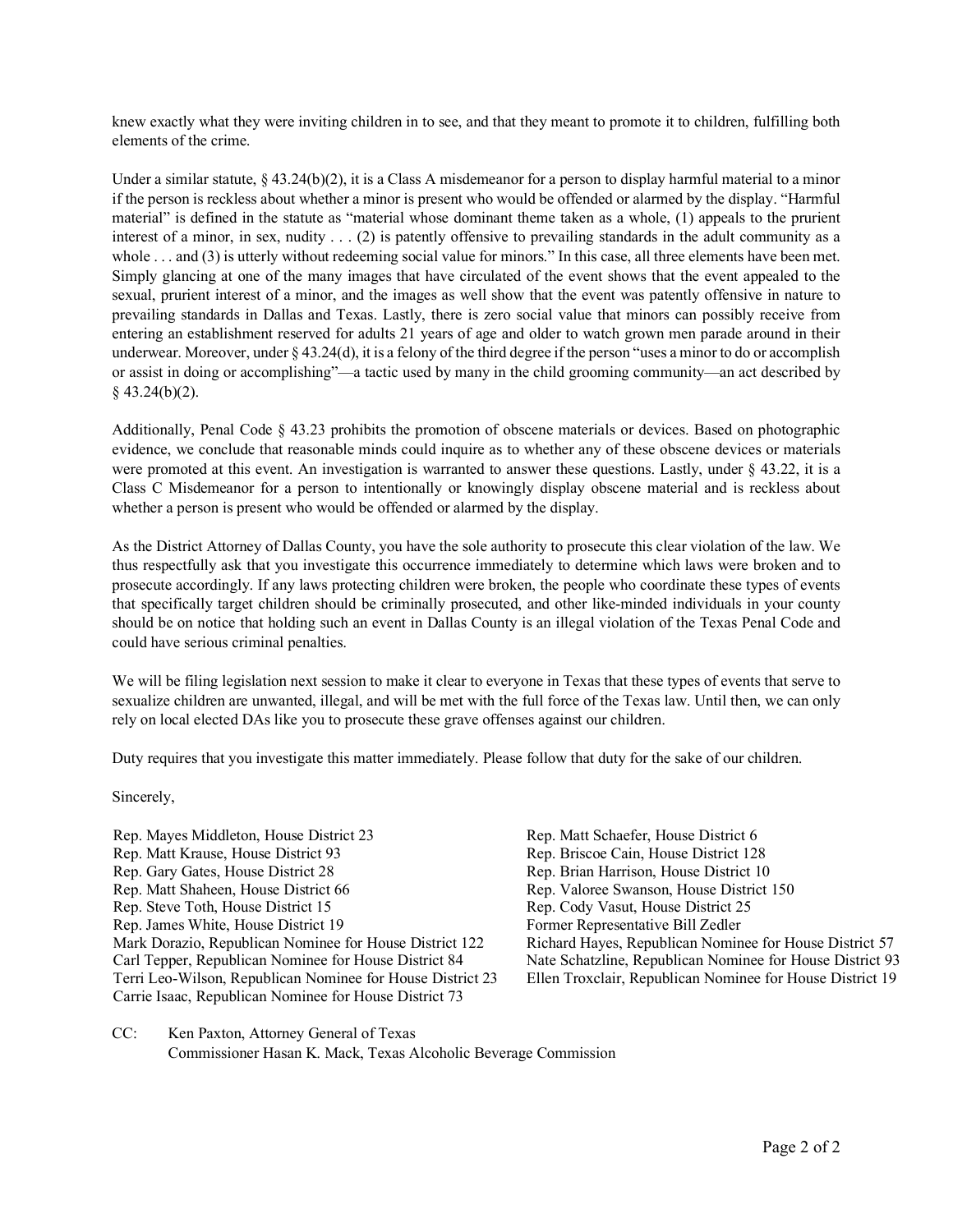knew exactly what they were inviting children in to see, and that they meant to promote it to children, fulfilling both elements of the crime.

Under a similar statute, § 43.24(b)(2), it is a Class A misdemeanor for a person to display harmful material to a minor if the person is reckless about whether a minor is present who would be offended or alarmed by the display. "Harmful material" is defined in the statute as "material whose dominant theme taken as a whole, (1) appeals to the prurient interest of a minor, in sex, nudity . . . (2) is patently offensive to prevailing standards in the adult community as a whole . . . and (3) is utterly without redeeming social value for minors." In this case, all three elements have been met. Simply glancing at one of the many images that have circulated of the event shows that the event appealed to the sexual, prurient interest of a minor, and the images as well show that the event was patently offensive in nature to prevailing standards in Dallas and Texas. Lastly, there is zero social value that minors can possibly receive from entering an establishment reserved for adults 21 years of age and older to watch grown men parade around in their underwear. Moreover, under § 43.24(d), it is a felony of the third degree if the person "uses a minor to do or accomplish or assist in doing or accomplishing"—a tactic used by many in the child grooming community—an act described by § 43.24(b)(2).

Additionally, Penal Code § 43.23 prohibits the promotion of obscene materials or devices. Based on photographic evidence, we conclude that reasonable minds could inquire as to whether any of these obscene devices or materials were promoted at this event. An investigation is warranted to answer these questions. Lastly, under § 43.22, it is a Class C Misdemeanor for a person to intentionally or knowingly display obscene material and is reckless about whether a person is present who would be offended or alarmed by the display.

As the District Attorney of Dallas County, you have the sole authority to prosecute this clear violation of the law. We thus respectfully ask that you investigate this occurrence immediately to determine which laws were broken and to prosecute accordingly. If any laws protecting children were broken, the people who coordinate these types of events that specifically target children should be criminally prosecuted, and other like-minded individuals in your county should be on notice that holding such an event in Dallas County is an illegal violation of the Texas Penal Code and could have serious criminal penalties.

We will be filing legislation next session to make it clear to everyone in Texas that these types of events that serve to sexualize children are unwanted, illegal, and will be met with the full force of the Texas law. Until then, we can only rely on local elected DAs like you to prosecute these grave offenses against our children.

Duty requires that you investigate this matter immediately. Please follow that duty for the sake of our children.

Sincerely,

Rep. Mayes Middleton, House District 23
Rep. Matt Krause, House District 93
Rep. Gary Gates, House District 28
Rep. Matt Shaheen, House District 66
Rep. Steve Toth, House District 15
Rep. James White, House District 19
Mark Dorazio, Republican Nominee for House District 122
Carl Tepper, Republican Nominee for House District 84
Terri Leo-Wilson, Republican Nominee for House District 23
Carrie Isaac, Republican Nominee for House District 73
Rep. Matt Schaefer, House District 6
Rep. Briscoe Cain, House District 128
Rep. Brian Harrison, House District 10
Rep. Valoree Swanson, House District 150
Rep. Cody Vasut, House District 25
Former Representative Bill Zedler
Richard Hayes, Republican Nominee for House District 57
Nate Schatzline, Republican Nominee for House District 93
Ellen Troxclair, Republican Nominee for House District 19

CC: Ken Paxton, Attorney General of Texas
Commissioner Hasan K. Mack, Texas Alcoholic Beverage Commission